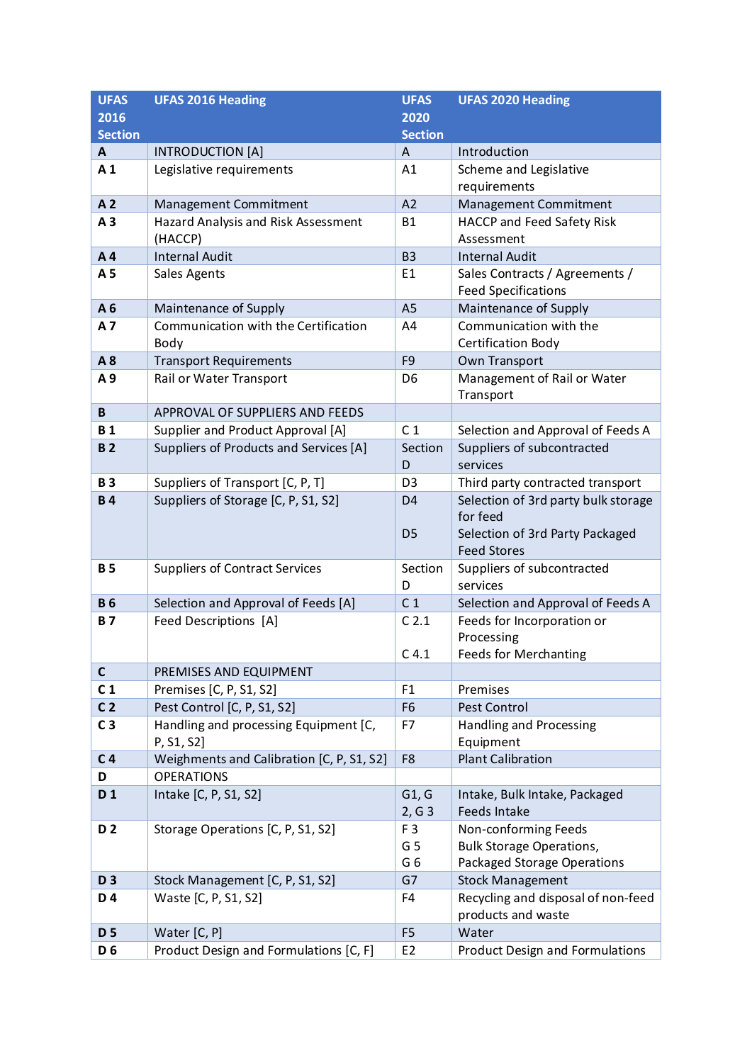| UFAS 2016 Section | UFAS 2016 Heading | UFAS 2020 Section | UFAS 2020 Heading |
|---|---|---|---|
| **A** | INTRODUCTION [A] | A | Introduction |
| **A 1** | Legislative requirements | A1 | Scheme and Legislative requirements |
| **A 2** | Management Commitment | A2 | Management Commitment |
| **A 3** | Hazard Analysis and Risk Assessment (HACCP) | B1 | HACCP and Feed Safety Risk Assessment |
| **A 4** | Internal Audit | B3 | Internal Audit |
| **A 5** | Sales Agents | E1 | Sales Contracts / Agreements / Feed Specifications |
| **A 6** | Maintenance of Supply | A5 | Maintenance of Supply |
| **A 7** | Communication with the Certification Body | A4 | Communication with the Certification Body |
| **A 8** | Transport Requirements | F9 | Own Transport |
| **A 9** | Rail or Water Transport | D6 | Management of Rail or Water Transport |
| **B** | APPROVAL OF SUPPLIERS AND FEEDS | | |
| **B 1** | Supplier and Product Approval [A] | C 1 | Selection and Approval of Feeds A |
| **B 2** | Suppliers of Products and Services [A] | Section D | Suppliers of subcontracted services |
| **B 3** | Suppliers of Transport [C, P, T] | D3 | Third party contracted transport |
| **B 4** | Suppliers of Storage [C, P, S1, S2] | D4<br><br>D5 | Selection of 3rd party bulk storage for feed<br>Selection of 3rd Party Packaged Feed Stores |
| **B 5** | Suppliers of Contract Services | Section D | Suppliers of subcontracted services |
| **B 6** | Selection and Approval of Feeds [A] | C 1 | Selection and Approval of Feeds A |
| **B 7** | Feed Descriptions [A] | C 2.1<br><br>C 4.1 | Feeds for Incorporation or Processing<br>Feeds for Merchanting |
| **C** | PREMISES AND EQUIPMENT | | |
| **C 1** | Premises [C, P, S1, S2] | F1 | Premises |
| **C 2** | Pest Control [C, P, S1, S2] | F6 | Pest Control |
| **C 3** | Handling and processing Equipment [C, P, S1, S2] | F7 | Handling and Processing Equipment |
| **C 4** | Weighments and Calibration [C, P, S1, S2] | F8 | Plant Calibration |
| **D** | OPERATIONS | | |
| **D 1** | Intake [C, P, S1, S2] | G1, G 2, G 3 | Intake, Bulk Intake, Packaged Feeds Intake |
| **D 2** | Storage Operations [C, P, S1, S2] | F 3<br>G 5<br>G 6 | Non-conforming Feeds<br>Bulk Storage Operations,<br>Packaged Storage Operations |
| **D 3** | Stock Management [C, P, S1, S2] | G7 | Stock Management |
| **D 4** | Waste [C, P, S1, S2] | F4 | Recycling and disposal of non-feed products and waste |
| **D 5** | Water [C, P] | F5 | Water |
| **D 6** | Product Design and Formulations [C, F] | E2 | Product Design and Formulations |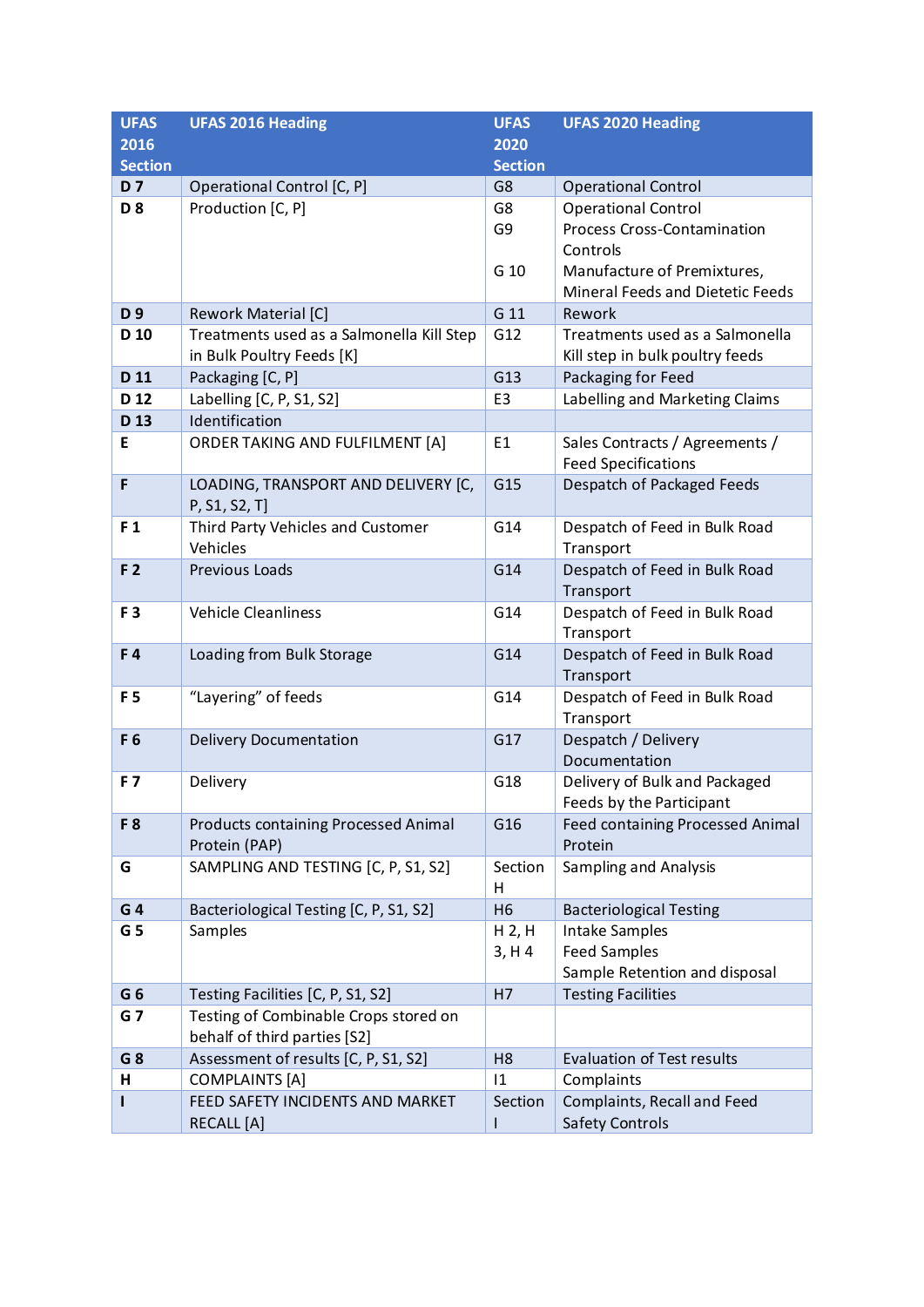| UFAS 2016 Section | UFAS 2016 Heading | UFAS 2020 Section | UFAS 2020 Heading |
|---|---|---|---|
| **D 7** | Operational Control [C, P] | G8 | Operational Control |
| **D 8** | Production [C, P] | G8<br>G9<br><br>G 10 | Operational Control<br>Process Cross-Contamination Controls<br>Manufacture of Premixtures, Mineral Feeds and Dietetic Feeds |
| **D 9** | Rework Material [C] | G 11 | Rework |
| **D 10** | Treatments used as a Salmonella Kill Step in Bulk Poultry Feeds [K] | G12 | Treatments used as a Salmonella Kill step in bulk poultry feeds |
| **D 11** | Packaging [C, P] | G13 | Packaging for Feed |
| **D 12** | Labelling [C, P, S1, S2] | E3 | Labelling and Marketing Claims |
| **D 13** | Identification | | |
| **E** | ORDER TAKING AND FULFILMENT [A] | E1 | Sales Contracts / Agreements / Feed Specifications |
| **F** | LOADING, TRANSPORT AND DELIVERY [C, P, S1, S2, T] | G15 | Despatch of Packaged Feeds |
| **F 1** | Third Party Vehicles and Customer Vehicles | G14 | Despatch of Feed in Bulk Road Transport |
| **F 2** | Previous Loads | G14 | Despatch of Feed in Bulk Road Transport |
| **F 3** | Vehicle Cleanliness | G14 | Despatch of Feed in Bulk Road Transport |
| **F 4** | Loading from Bulk Storage | G14 | Despatch of Feed in Bulk Road Transport |
| **F 5** | "Layering" of feeds | G14 | Despatch of Feed in Bulk Road Transport |
| **F 6** | Delivery Documentation | G17 | Despatch / Delivery Documentation |
| **F 7** | Delivery | G18 | Delivery of Bulk and Packaged Feeds by the Participant |
| **F 8** | Products containing Processed Animal Protein (PAP) | G16 | Feed containing Processed Animal Protein |
| **G** | SAMPLING AND TESTING [C, P, S1, S2] | Section H | Sampling and Analysis |
| **G 4** | Bacteriological Testing [C, P, S1, S2] | H6 | Bacteriological Testing |
| **G 5** | Samples | H 2, H 3, H 4 | Intake Samples<br>Feed Samples<br>Sample Retention and disposal |
| **G 6** | Testing Facilities [C, P, S1, S2] | H7 | Testing Facilities |
| **G 7** | Testing of Combinable Crops stored on behalf of third parties [S2] | | |
| **G 8** | Assessment of results [C, P, S1, S2] | H8 | Evaluation of Test results |
| **H** | COMPLAINTS [A] | I1 | Complaints |
| **I** | FEED SAFETY INCIDENTS AND MARKET RECALL [A] | Section I | Complaints, Recall and Feed Safety Controls |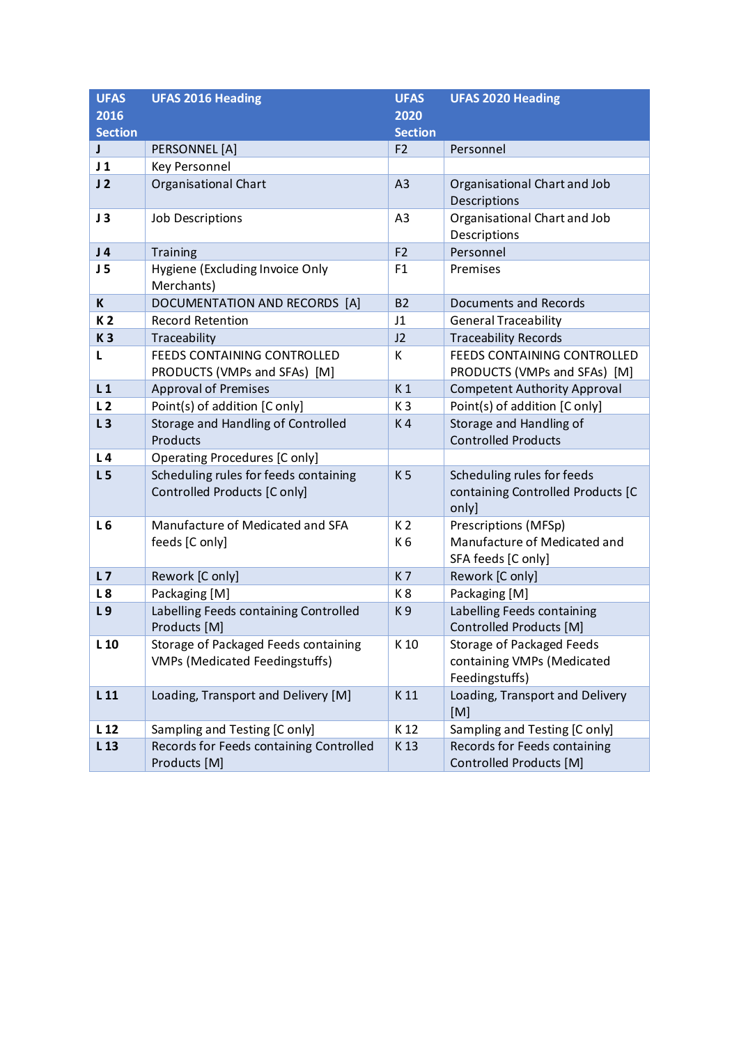| UFAS 2016 Section | UFAS 2016 Heading | UFAS 2020 Section | UFAS 2020 Heading |
|---|---|---|---|
| J | PERSONNEL [A] | F2 | Personnel |
| J 1 | Key Personnel | | |
| J 2 | Organisational Chart | A3 | Organisational Chart and Job Descriptions |
| J 3 | Job Descriptions | A3 | Organisational Chart and Job Descriptions |
| J 4 | Training | F2 | Personnel |
| J 5 | Hygiene (Excluding Invoice Only Merchants) | F1 | Premises |
| K | DOCUMENTATION AND RECORDS [A] | B2 | Documents and Records |
| K 2 | Record Retention | J1 | General Traceability |
| K 3 | Traceability | J2 | Traceability Records |
| L | FEEDS CONTAINING CONTROLLED PRODUCTS (VMPs and SFAs) [M] | K | FEEDS CONTAINING CONTROLLED PRODUCTS (VMPs and SFAs) [M] |
| L 1 | Approval of Premises | K 1 | Competent Authority Approval |
| L 2 | Point(s) of addition [C only] | K 3 | Point(s) of addition [C only] |
| L 3 | Storage and Handling of Controlled Products | K 4 | Storage and Handling of Controlled Products |
| L 4 | Operating Procedures [C only] | | |
| L 5 | Scheduling rules for feeds containing Controlled Products [C only] | K 5 | Scheduling rules for feeds containing Controlled Products [C only] |
| L 6 | Manufacture of Medicated and SFA feeds [C only] | K 2<br>K 6 | Prescriptions (MFSp)<br>Manufacture of Medicated and SFA feeds [C only] |
| L 7 | Rework [C only] | K 7 | Rework [C only] |
| L 8 | Packaging [M] | K 8 | Packaging [M] |
| L 9 | Labelling Feeds containing Controlled Products [M] | K 9 | Labelling Feeds containing Controlled Products [M] |
| L 10 | Storage of Packaged Feeds containing VMPs (Medicated Feedingstuffs) | K 10 | Storage of Packaged Feeds containing VMPs (Medicated Feedingstuffs) |
| L 11 | Loading, Transport and Delivery [M] | K 11 | Loading, Transport and Delivery [M] |
| L 12 | Sampling and Testing [C only] | K 12 | Sampling and Testing [C only] |
| L 13 | Records for Feeds containing Controlled Products [M] | K 13 | Records for Feeds containing Controlled Products [M] |